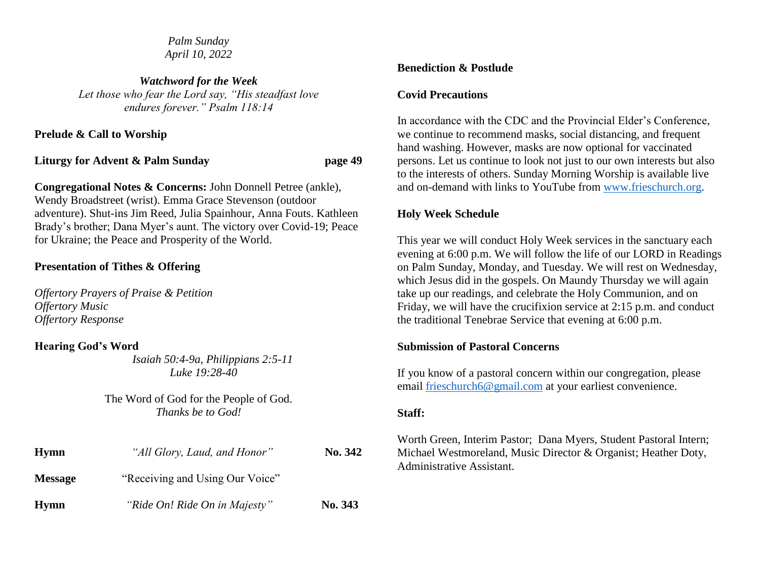*Palm Sunday*
*April 10, 2022*

***Watchword for the Week***
*Let those who fear the Lord say, "His steadfast love endures forever." Psalm 118:14*

**Prelude & Call to Worship**

**Liturgy for Advent & Palm Sunday** **page 49**

**Congregational Notes & Concerns:** John Donnell Petree (ankle), Wendy Broadstreet (wrist). Emma Grace Stevenson (outdoor adventure). Shut-ins Jim Reed, Julia Spainhour, Anna Fouts. Kathleen Brady's brother; Dana Myer's aunt. The victory over Covid-19; Peace for Ukraine; the Peace and Prosperity of the World.

**Presentation of Tithes & Offering**

*Offertory Prayers of Praise & Petition*
*Offertory Music*
*Offertory Response*

**Hearing God's Word**

*Isaiah 50:4-9a, Philippians 2:5-11*
*Luke 19:28-40*

The Word of God for the People of God.
*Thanks be to God!*

**Hymn** *"All Glory, Laud, and Honor"* **No. 342**

**Message** "Receiving and Using Our Voice"

**Hymn** *"Ride On! Ride On in Majesty"* **No. 343**

**Benediction & Postlude**

**Covid Precautions**

In accordance with the CDC and the Provincial Elder's Conference, we continue to recommend masks, social distancing, and frequent hand washing. However, masks are now optional for vaccinated persons. Let us continue to look not just to our own interests but also to the interests of others. Sunday Morning Worship is available live and on-demand with links to YouTube from www.frieschurch.org.

**Holy Week Schedule**

This year we will conduct Holy Week services in the sanctuary each evening at 6:00 p.m. We will follow the life of our LORD in Readings on Palm Sunday, Monday, and Tuesday. We will rest on Wednesday, which Jesus did in the gospels. On Maundy Thursday we will again take up our readings, and celebrate the Holy Communion, and on Friday, we will have the crucifixion service at 2:15 p.m. and conduct the traditional Tenebrae Service that evening at 6:00 p.m.

**Submission of Pastoral Concerns**

If you know of a pastoral concern within our congregation, please email frieschurch6@gmail.com at your earliest convenience.

**Staff:**

Worth Green, Interim Pastor; Dana Myers, Student Pastoral Intern; Michael Westmoreland, Music Director & Organist; Heather Doty, Administrative Assistant.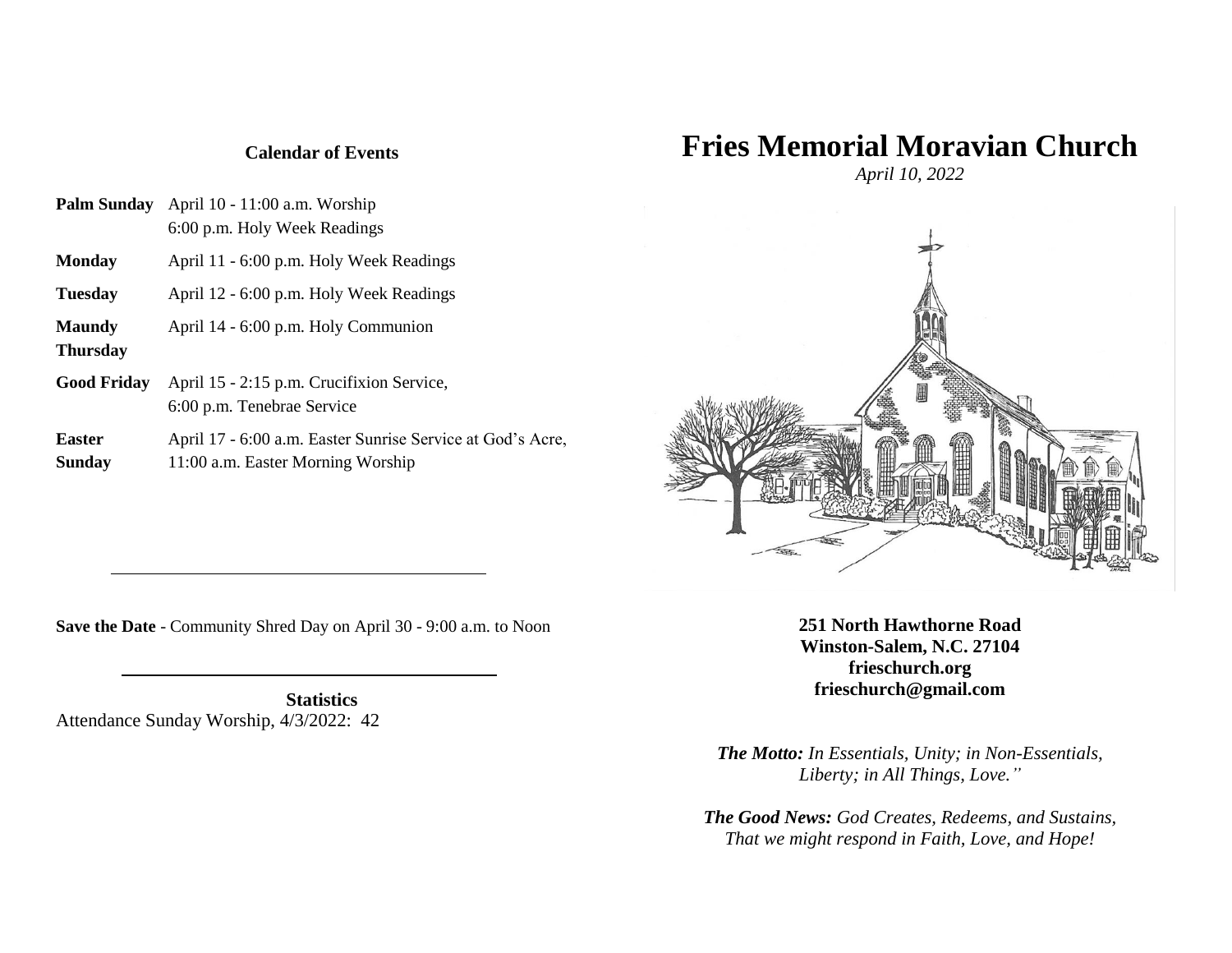## Calendar of Events

| | |
|---|---|
| **Palm Sunday** | April 10 - 11:00 a.m. Worship<br>6:00 p.m. Holy Week Readings |
| **Monday** | April 11 - 6:00 p.m. Holy Week Readings |
| **Tuesday** | April 12 - 6:00 p.m. Holy Week Readings |
| **Maundy Thursday** | April 14 - 6:00 p.m. Holy Communion |
| **Good Friday** | April 15 - 2:15 p.m. Crucifixion Service,<br>6:00 p.m. Tenebrae Service |
| **Easter Sunday** | April 17 - 6:00 a.m. Easter Sunrise Service at God's Acre,<br>11:00 a.m. Easter Morning Worship |

---

**Save the Date** - Community Shred Day on April 30 - 9:00 a.m. to Noon

---

**Statistics**

Attendance Sunday Worship, 4/3/2022: 42

# Fries Memorial Moravian Church

*April 10, 2022*

**251 North Hawthorne Road**
**Winston-Salem, N.C. 27104**
**frieschurch.org**
**frieschurch@gmail.com**

***The Motto:*** *In Essentials, Unity; in Non-Essentials, Liberty; in All Things, Love."*

***The Good News:*** *God Creates, Redeems, and Sustains, That we might respond in Faith, Love, and Hope!*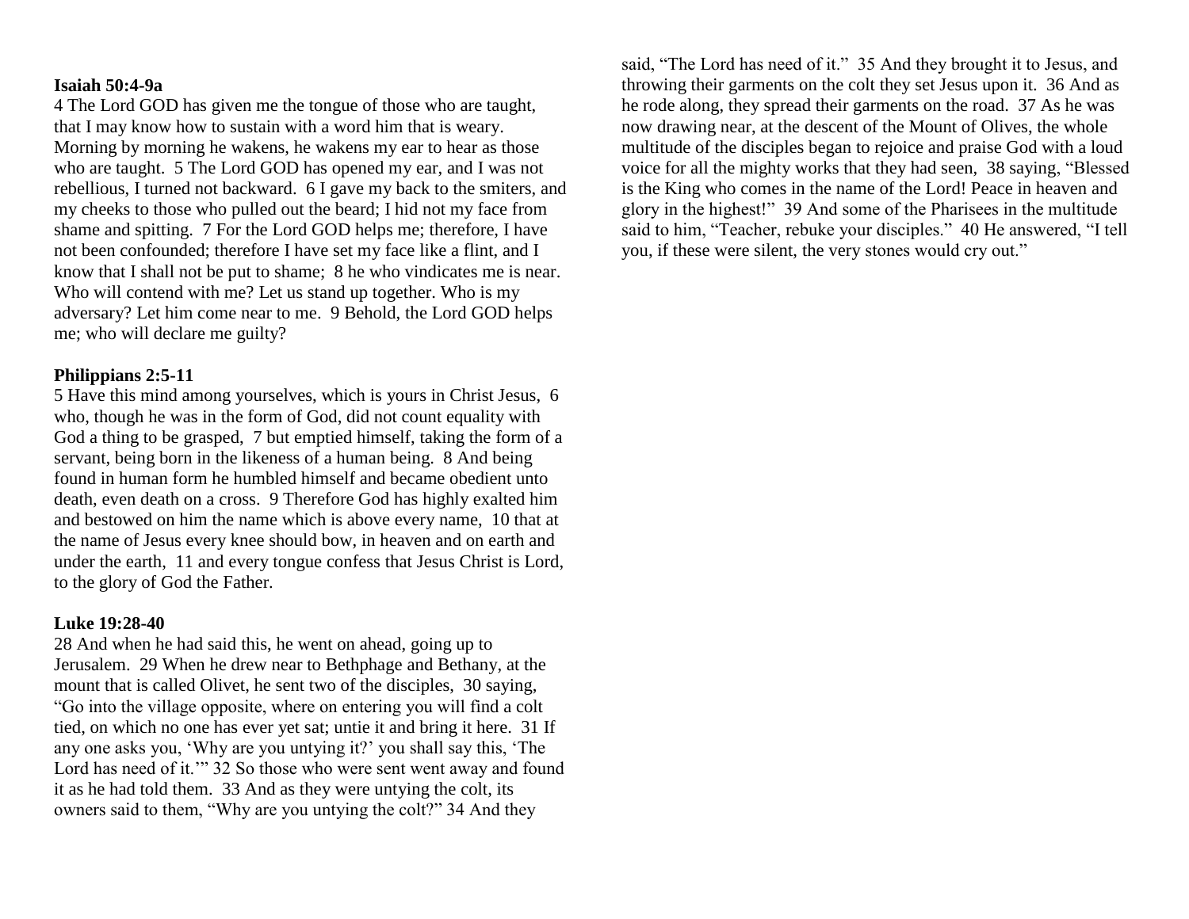**Isaiah 50:4-9a**

4 The Lord GOD has given me the tongue of those who are taught, that I may know how to sustain with a word him that is weary. Morning by morning he wakens, he wakens my ear to hear as those who are taught. 5 The Lord GOD has opened my ear, and I was not rebellious, I turned not backward. 6 I gave my back to the smiters, and my cheeks to those who pulled out the beard; I hid not my face from shame and spitting. 7 For the Lord GOD helps me; therefore, I have not been confounded; therefore I have set my face like a flint, and I know that I shall not be put to shame; 8 he who vindicates me is near. Who will contend with me? Let us stand up together. Who is my adversary? Let him come near to me. 9 Behold, the Lord GOD helps me; who will declare me guilty?

**Philippians 2:5-11**

5 Have this mind among yourselves, which is yours in Christ Jesus, 6 who, though he was in the form of God, did not count equality with God a thing to be grasped, 7 but emptied himself, taking the form of a servant, being born in the likeness of a human being. 8 And being found in human form he humbled himself and became obedient unto death, even death on a cross. 9 Therefore God has highly exalted him and bestowed on him the name which is above every name, 10 that at the name of Jesus every knee should bow, in heaven and on earth and under the earth, 11 and every tongue confess that Jesus Christ is Lord, to the glory of God the Father.

**Luke 19:28-40**

28 And when he had said this, he went on ahead, going up to Jerusalem. 29 When he drew near to Bethphage and Bethany, at the mount that is called Olivet, he sent two of the disciples, 30 saying, "Go into the village opposite, where on entering you will find a colt tied, on which no one has ever yet sat; untie it and bring it here. 31 If any one asks you, 'Why are you untying it?' you shall say this, 'The Lord has need of it.'" 32 So those who were sent went away and found it as he had told them. 33 And as they were untying the colt, its owners said to them, "Why are you untying the colt?" 34 And they said, "The Lord has need of it." 35 And they brought it to Jesus, and throwing their garments on the colt they set Jesus upon it. 36 And as he rode along, they spread their garments on the road. 37 As he was now drawing near, at the descent of the Mount of Olives, the whole multitude of the disciples began to rejoice and praise God with a loud voice for all the mighty works that they had seen, 38 saying, "Blessed is the King who comes in the name of the Lord! Peace in heaven and glory in the highest!" 39 And some of the Pharisees in the multitude said to him, "Teacher, rebuke your disciples." 40 He answered, "I tell you, if these were silent, the very stones would cry out."